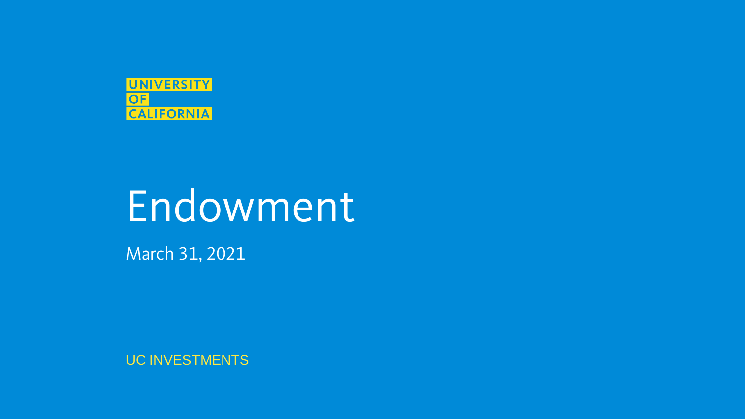UNIVERSITY OF CALIFORNIA

# Endowment

March 31, 2021

UC INVESTMENTS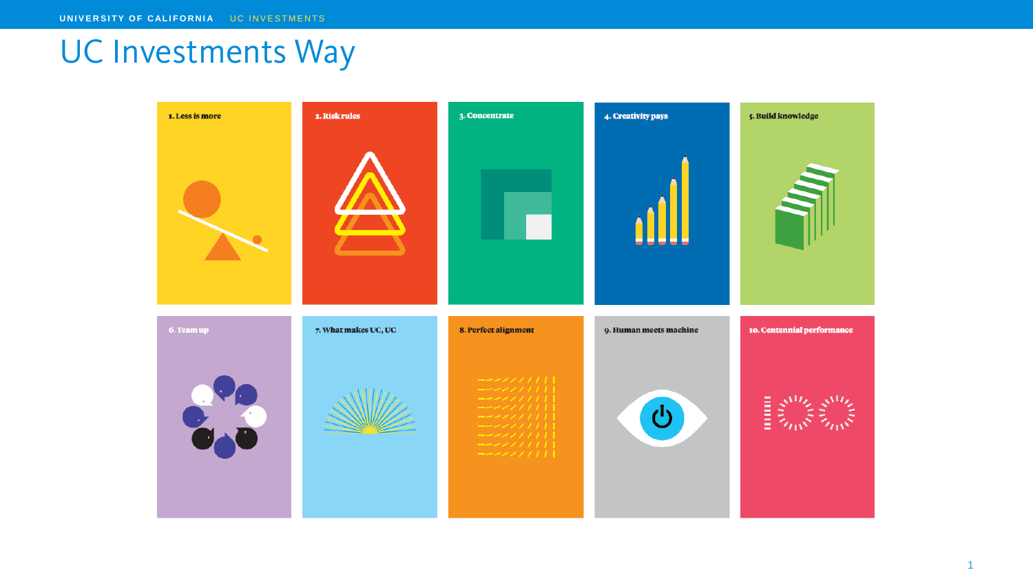# UC Investments Way

1. Less is more
2. Risk rules
3. Concentrate
4. Creativity pays
5. Build knowledge
6. Team up
7. What makes UC, UC
8. Perfect alignment
9. Human meets machine
10. Centennial performance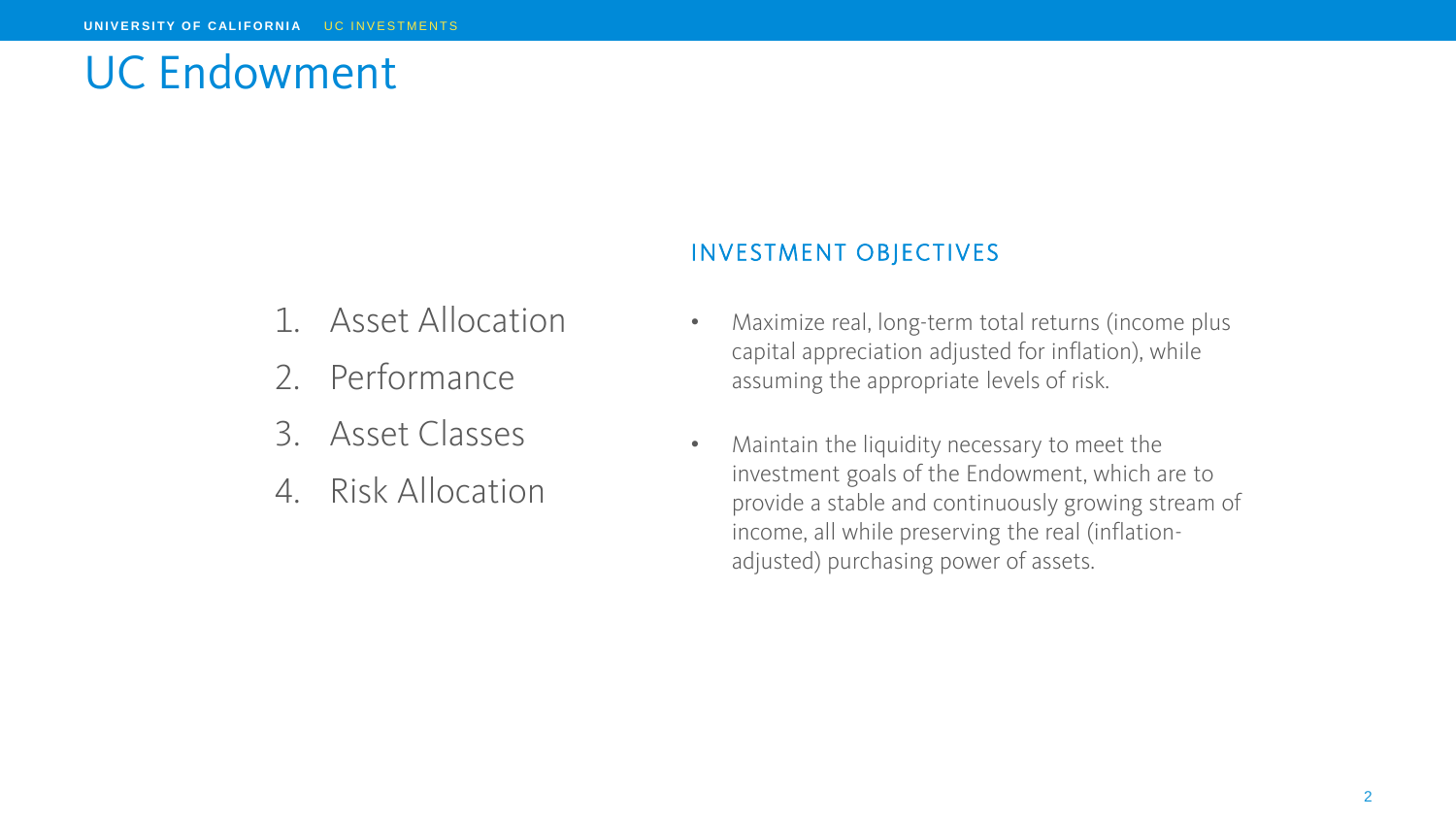# UC Endowment

1. Asset Allocation
2. Performance
3. Asset Classes
4. Risk Allocation

## INVESTMENT OBJECTIVES

- Maximize real, long-term total returns (income plus capital appreciation adjusted for inflation), while assuming the appropriate levels of risk.
- Maintain the liquidity necessary to meet the investment goals of the Endowment, which are to provide a stable and continuously growing stream of income, all while preserving the real (inflation-adjusted) purchasing power of assets.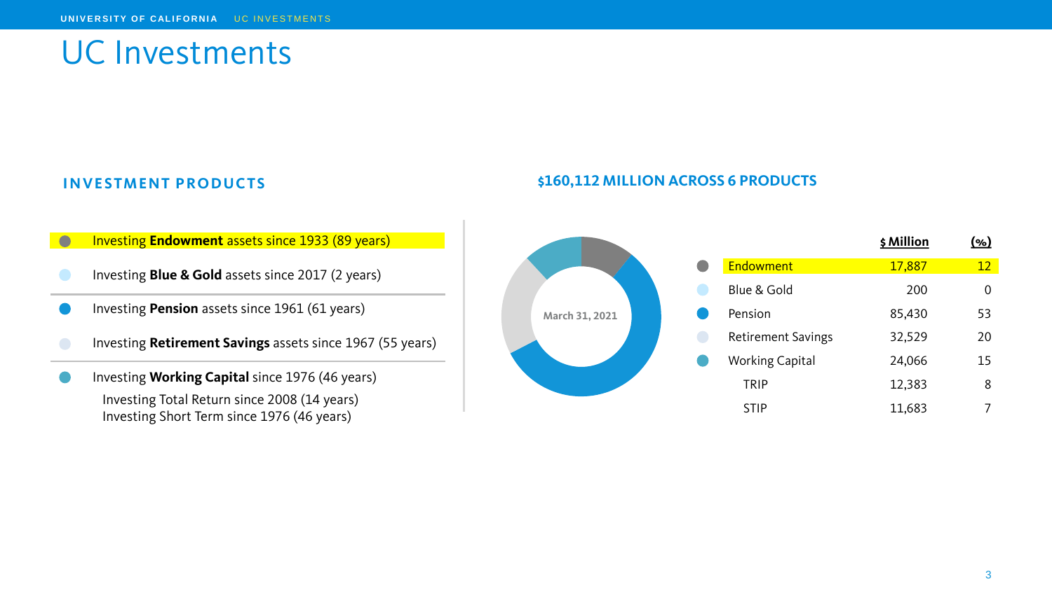# UC Investments

## INVESTMENT PRODUCTS

- Investing **Endowment** assets since 1933 (89 years)
- Investing **Blue & Gold** assets since 2017 (2 years)
- Investing **Pension** assets since 1961 (61 years)
- Investing **Retirement Savings** assets since 1967 (55 years)
- Investing **Working Capital** since 1976 (46 years)
  - Investing Total Return since 2008 (14 years)
  - Investing Short Term since 1976 (46 years)

## $160,112 MILLION ACROSS 6 PRODUCTS

March 31, 2021

| | $ Million | (%) |
|---|---|---|
| Endowment | 17,887 | 12 |
| Blue & Gold | 200 | 0 |
| Pension | 85,430 | 53 |
| Retirement Savings | 32,529 | 20 |
| Working Capital | 24,066 | 15 |
| TRIP | 12,383 | 8 |
| STIP | 11,683 | 7 |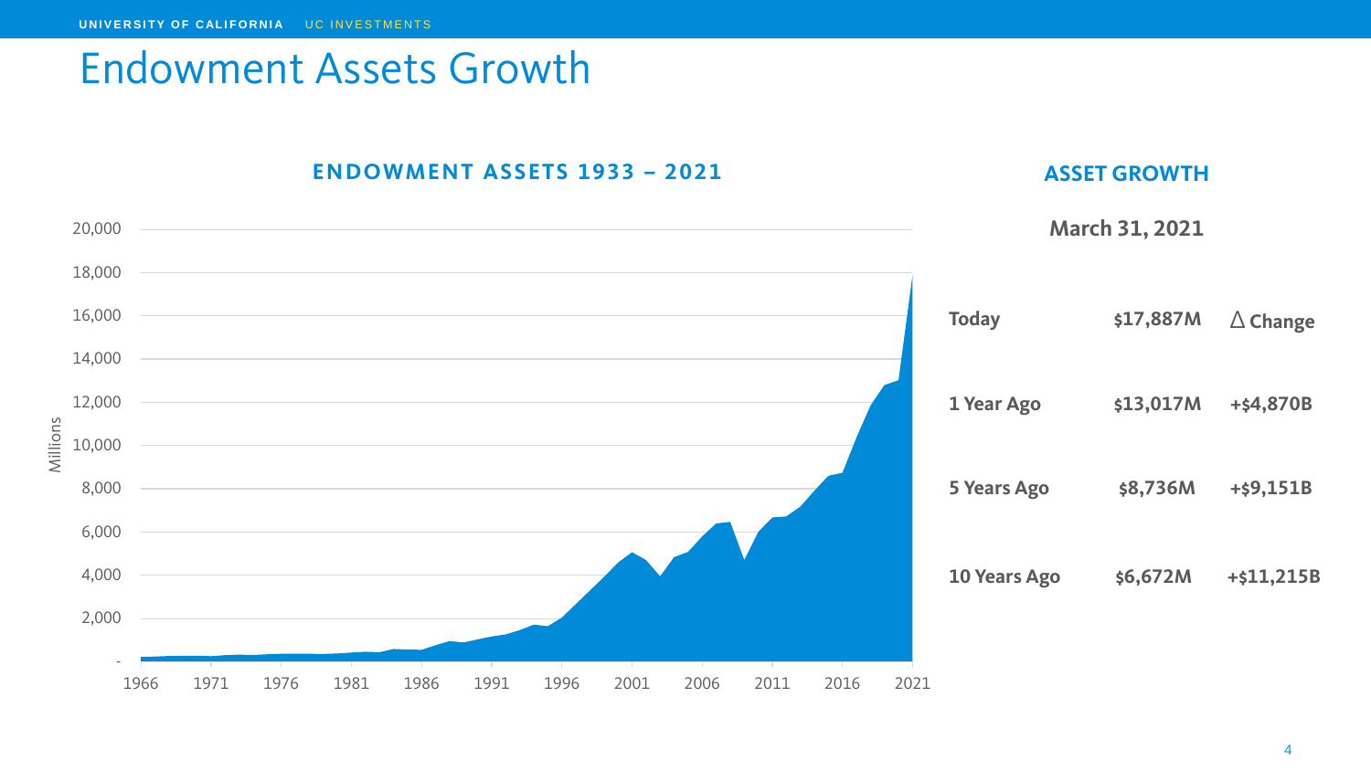# Endowment Assets Growth

## ENDOWMENT ASSETS 1933 – 2021

Millions

20,000
18,000
16,000
14,000
12,000
10,000
8,000
6,000
4,000
2,000
-

1966 1971 1976 1981 1986 1991 1996 2001 2006 2011 2016 2021

## ASSET GROWTH

**March 31, 2021**

| | | △ Change |
|---|---|---|
| **Today** | **$17,887M** | |
| **1 Year Ago** | **$13,017M** | **+$4,870B** |
| **5 Years Ago** | **$8,736M** | **+$9,151B** |
| **10 Years Ago** | **$6,672M** | **+$11,215B** |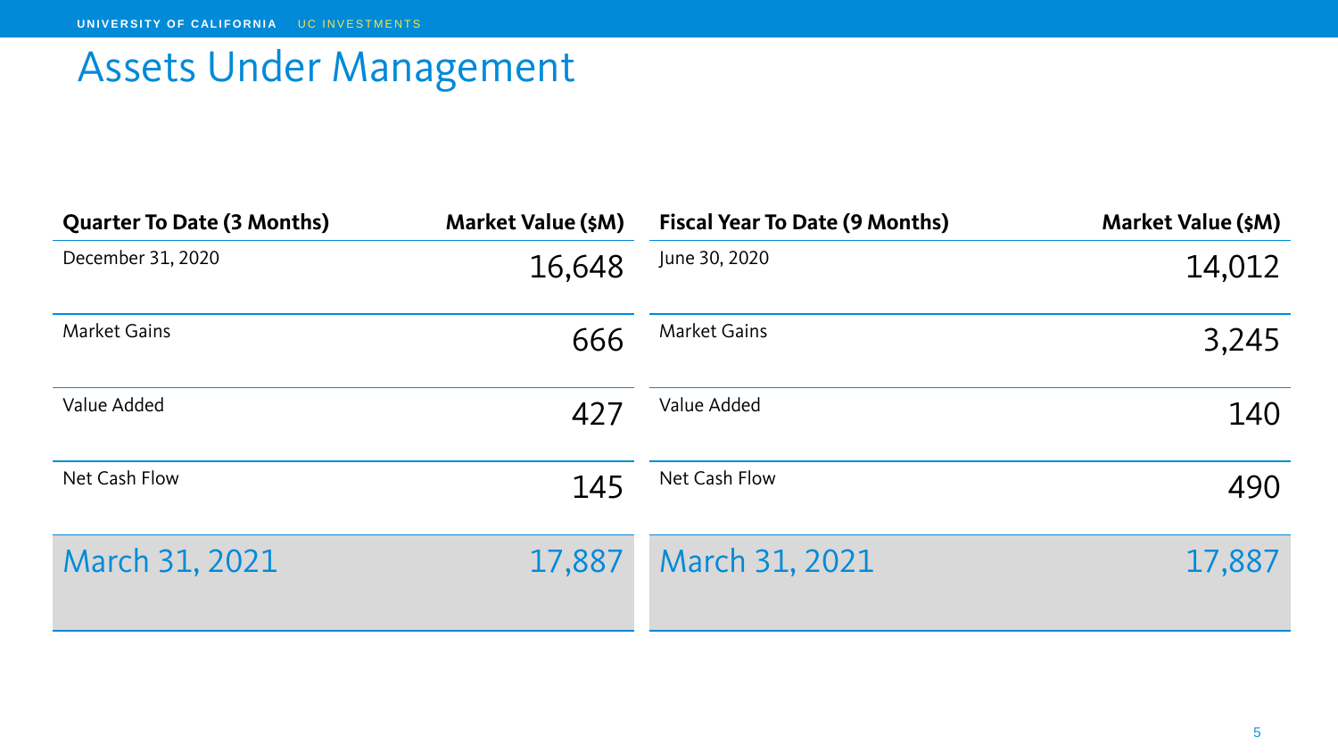# Assets Under Management

| Quarter To Date (3 Months) | Market Value ($M) |
| --- | --- |
| December 31, 2020 | 16,648 |
| Market Gains | 666 |
| Value Added | 427 |
| Net Cash Flow | 145 |
| March 31, 2021 | 17,887 |

| Fiscal Year To Date (9 Months) | Market Value ($M) |
| --- | --- |
| June 30, 2020 | 14,012 |
| Market Gains | 3,245 |
| Value Added | 140 |
| Net Cash Flow | 490 |
| March 31, 2021 | 17,887 |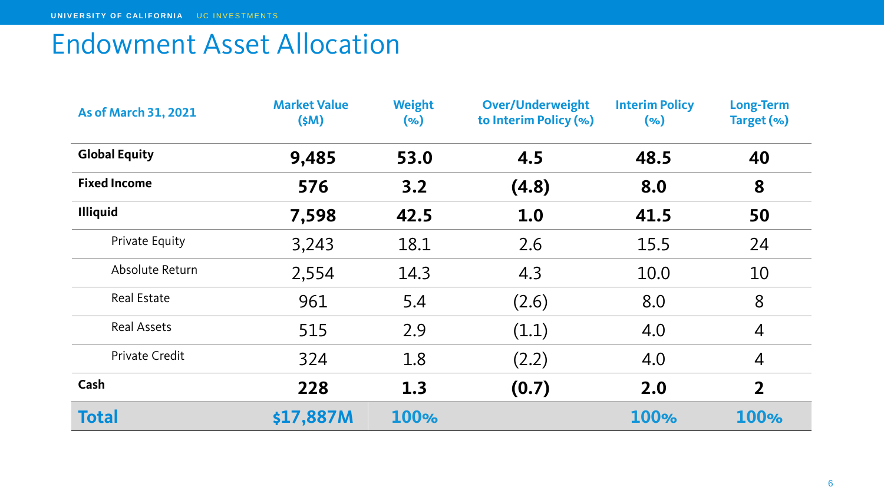# Endowment Asset Allocation

| As of March 31, 2021 | Market Value ($M) | Weight (%) | Over/Underweight to Interim Policy (%) | Interim Policy (%) | Long-Term Target (%) |
|---|---|---|---|---|---|
| **Global Equity** | **9,485** | **53.0** | **4.5** | **48.5** | **40** |
| **Fixed Income** | **576** | **3.2** | **(4.8)** | **8.0** | **8** |
| **Illiquid** | **7,598** | **42.5** | **1.0** | **41.5** | **50** |
| Private Equity | 3,243 | 18.1 | 2.6 | 15.5 | 24 |
| Absolute Return | 2,554 | 14.3 | 4.3 | 10.0 | 10 |
| Real Estate | 961 | 5.4 | (2.6) | 8.0 | 8 |
| Real Assets | 515 | 2.9 | (1.1) | 4.0 | 4 |
| Private Credit | 324 | 1.8 | (2.2) | 4.0 | 4 |
| **Cash** | **228** | **1.3** | **(0.7)** | **2.0** | **2** |
| **Total** | **$17,887M** | **100%** | | **100%** | **100%** |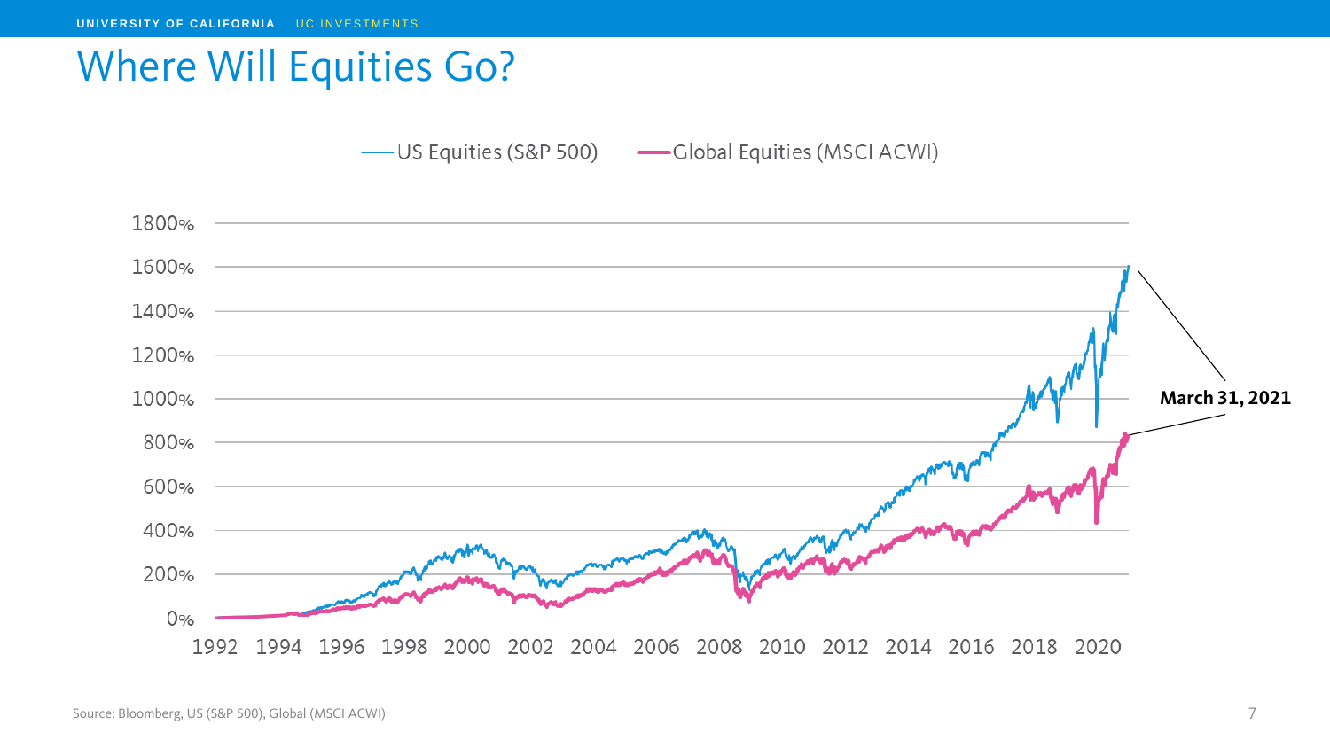# Where Will Equities Go?

Source: Bloomberg, US (S&P 500), Global (MSCI ACWI)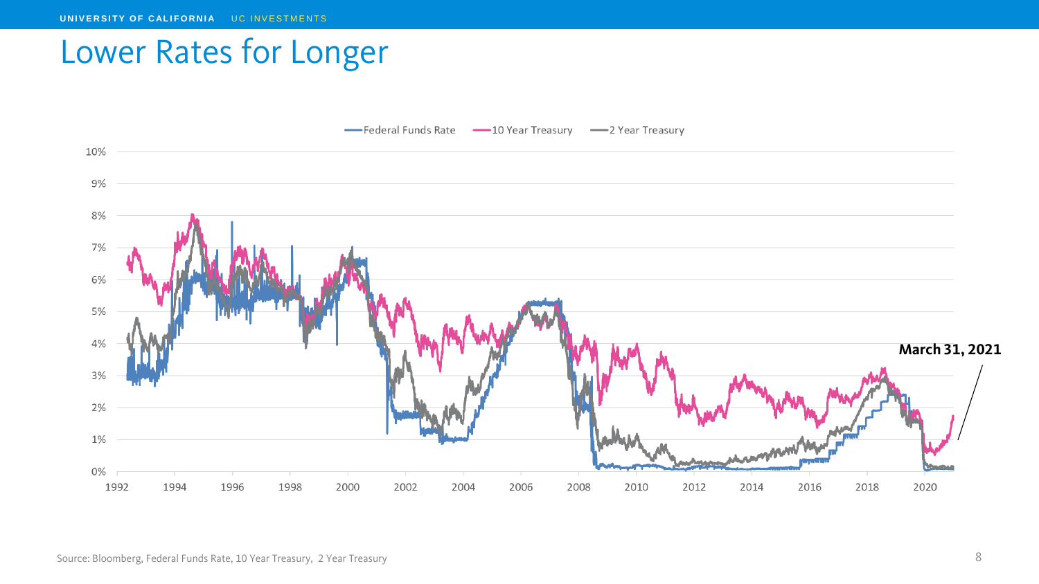# Lower Rates for Longer

Federal Funds Rate — 10 Year Treasury — 2 Year Treasury

10%
9%
8%
7%
6%
5%
4%
3%
2%
1%
0%

1992 1994 1996 1998 2000 2002 2004 2006 2008 2010 2012 2014 2016 2018 2020

**March 31, 2021**

Source: Bloomberg, Federal Funds Rate, 10 Year Treasury, 2 Year Treasury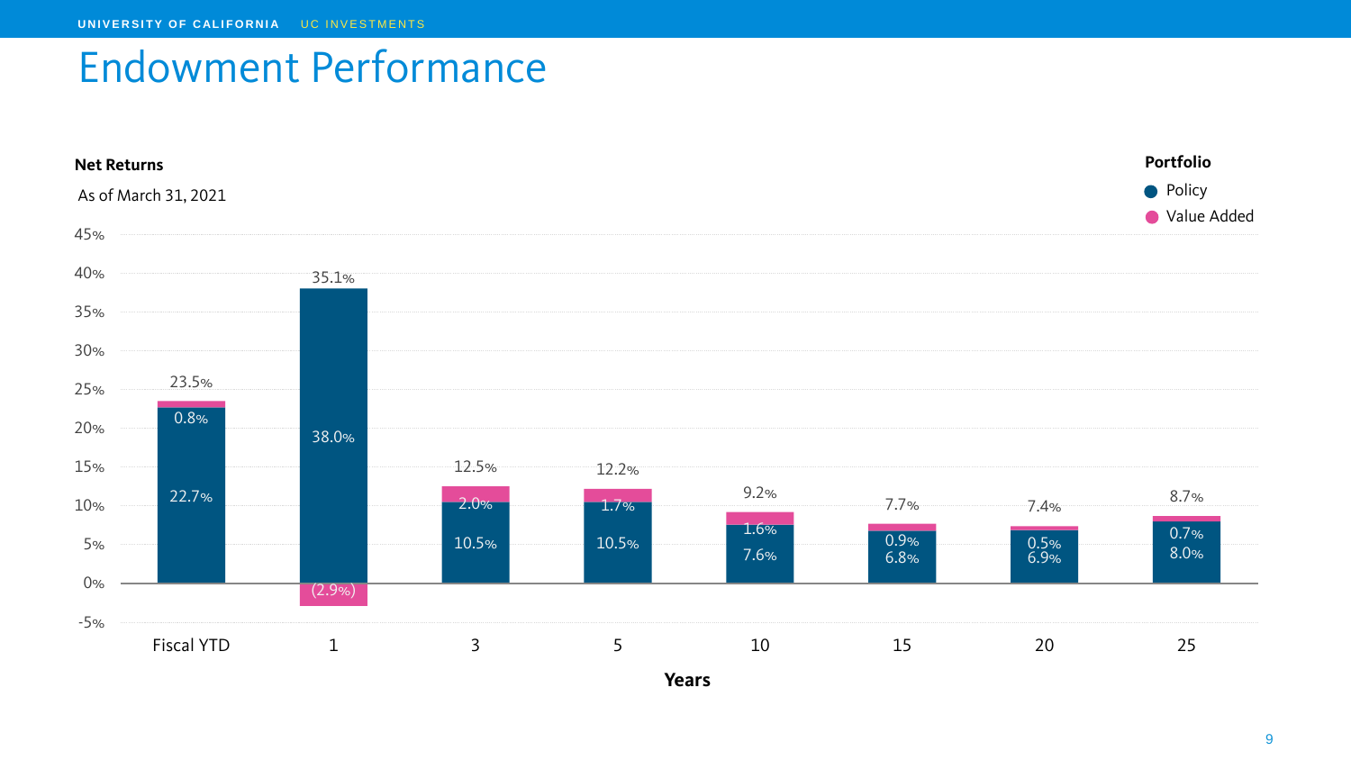# Endowment Performance

**Net Returns**

As of March 31, 2021

| Years | Policy | Value Added | Total |
| --- | --- | --- | --- |
| Fiscal YTD | 22.7% | 0.8% | 23.5% |
| 1 | 38.0% | (2.9%) | 35.1% |
| 3 | 10.5% | 2.0% | 12.5% |
| 5 | 10.5% | 1.7% | 12.2% |
| 10 | 7.6% | 1.6% | 9.2% |
| 15 | 6.8% | 0.9% | 7.7% |
| 20 | 6.9% | 0.5% | 7.4% |
| 25 | 8.0% | 0.7% | 8.7% |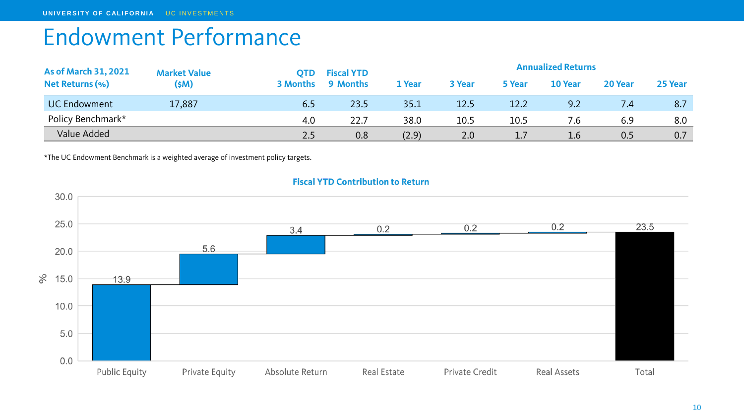# Endowment Performance

| As of March 31, 2021 Net Returns (%) | Market Value ($M) | QTD 3 Months | Fiscal YTD 9 Months | Annualized Returns 1 Year | 3 Year | 5 Year | 10 Year | 20 Year | 25 Year |
|---|---|---|---|---|---|---|---|---|---|
| UC Endowment | 17,887 | 6.5 | 23.5 | 35.1 | 12.5 | 12.2 | 9.2 | 7.4 | 8.7 |
| Policy Benchmark* | | 4.0 | 22.7 | 38.0 | 10.5 | 10.5 | 7.6 | 6.9 | 8.0 |
| Value Added | | 2.5 | 0.8 | (2.9) | 2.0 | 1.7 | 1.6 | 0.5 | 0.7 |

*The UC Endowment Benchmark is a weighted average of investment policy targets.

**Fiscal YTD Contribution to Return**

| | Public Equity | Private Equity | Absolute Return | Real Estate | Private Credit | Real Assets | Total |
|---|---|---|---|---|---|---|---|
| % | 13.9 | 5.6 | 3.4 | 0.2 | 0.2 | 0.2 | 23.5 |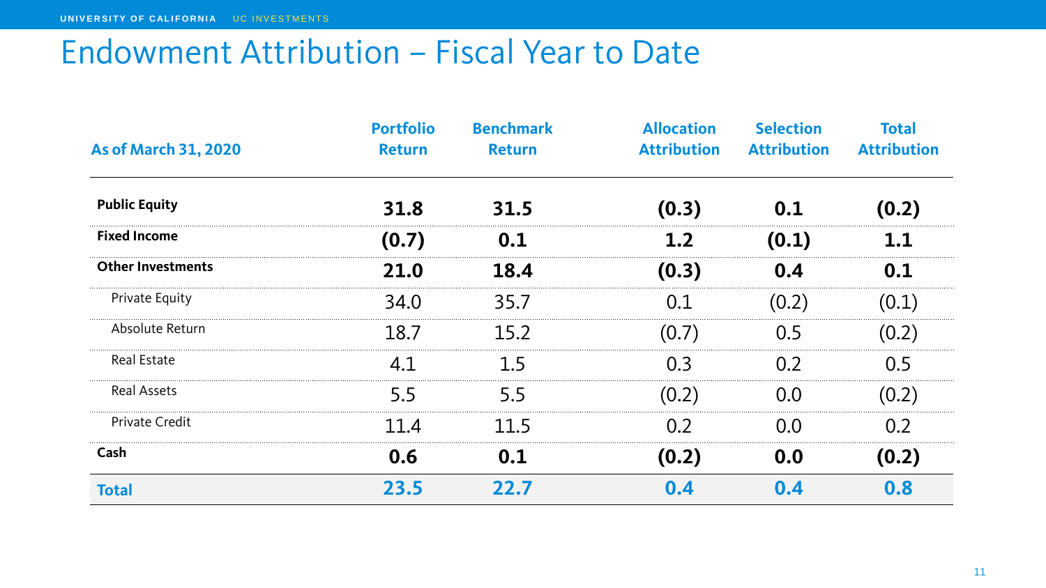# Endowment Attribution – Fiscal Year to Date

| As of March 31, 2020 | Portfolio Return | Benchmark Return | Allocation Attribution | Selection Attribution | Total Attribution |
|---|---|---|---|---|---|
| **Public Equity** | **31.8** | **31.5** | **(0.3)** | **0.1** | **(0.2)** |
| **Fixed Income** | **(0.7)** | **0.1** | **1.2** | **(0.1)** | **1.1** |
| **Other Investments** | **21.0** | **18.4** | **(0.3)** | **0.4** | **0.1** |
| Private Equity | 34.0 | 35.7 | 0.1 | (0.2) | (0.1) |
| Absolute Return | 18.7 | 15.2 | (0.7) | 0.5 | (0.2) |
| Real Estate | 4.1 | 1.5 | 0.3 | 0.2 | 0.5 |
| Real Assets | 5.5 | 5.5 | (0.2) | 0.0 | (0.2) |
| Private Credit | 11.4 | 11.5 | 0.2 | 0.0 | 0.2 |
| **Cash** | **0.6** | **0.1** | **(0.2)** | **0.0** | **(0.2)** |
| **Total** | **23.5** | **22.7** | **0.4** | **0.4** | **0.8** |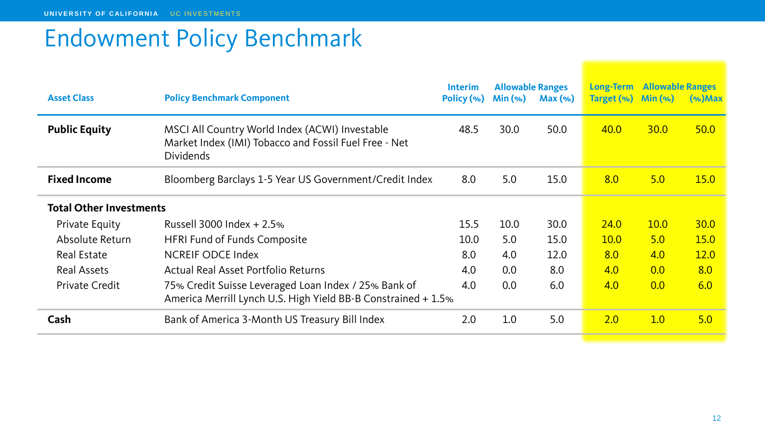# Endowment Policy Benchmark

| Asset Class | Policy Benchmark Component | Interim Policy (%) | Allowable Ranges Min (%) | Allowable Ranges Max (%) | Long-Term Target (%) | Allowable Ranges Min (%) | Allowable Ranges (%)Max |
|---|---|---|---|---|---|---|---|
| **Public Equity** | MSCI All Country World Index (ACWI) Investable Market Index (IMI) Tobacco and Fossil Fuel Free - Net Dividends | 48.5 | 30.0 | 50.0 | 40.0 | 30.0 | 50.0 |
| **Fixed Income** | Bloomberg Barclays 1-5 Year US Government/Credit Index | 8.0 | 5.0 | 15.0 | 8.0 | 5.0 | 15.0 |
| **Total Other Investments** | | | | | | | |
| Private Equity | Russell 3000 Index + 2.5% | 15.5 | 10.0 | 30.0 | 24.0 | 10.0 | 30.0 |
| Absolute Return | HFRI Fund of Funds Composite | 10.0 | 5.0 | 15.0 | 10.0 | 5.0 | 15.0 |
| Real Estate | NCREIF ODCE Index | 8.0 | 4.0 | 12.0 | 8.0 | 4.0 | 12.0 |
| Real Assets | Actual Real Asset Portfolio Returns | 4.0 | 0.0 | 8.0 | 4.0 | 0.0 | 8.0 |
| Private Credit | 75% Credit Suisse Leveraged Loan Index / 25% Bank of America Merrill Lynch U.S. High Yield BB-B Constrained + 1.5% | 4.0 | 0.0 | 6.0 | 4.0 | 0.0 | 6.0 |
| **Cash** | Bank of America 3-Month US Treasury Bill Index | 2.0 | 1.0 | 5.0 | 2.0 | 1.0 | 5.0 |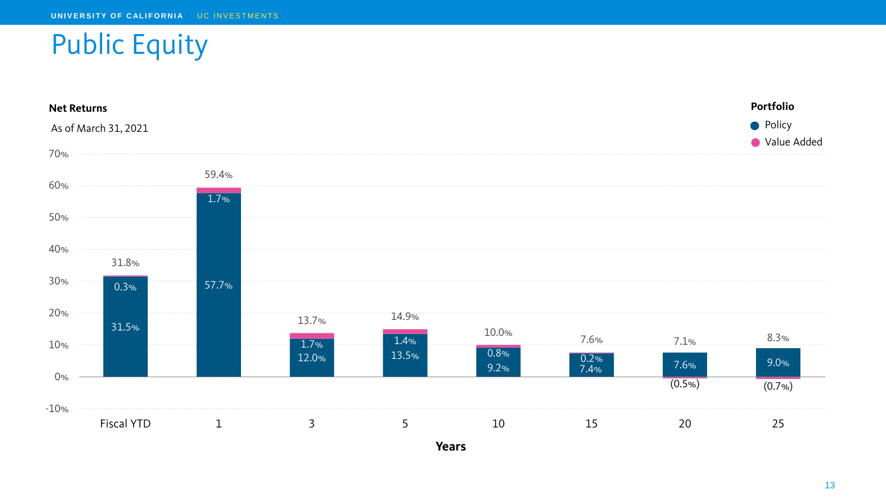# Public Equity

**Net Returns**

As of March 31, 2021

| Years | Policy | Value Added | Total |
|---|---|---|---|
| Fiscal YTD | 31.5% | 0.3% | 31.8% |
| 1 | 57.7% | 1.7% | 59.4% |
| 3 | 12.0% | 1.7% | 13.7% |
| 5 | 13.5% | 1.4% | 14.9% |
| 10 | 9.2% | 0.8% | 10.0% |
| 15 | 7.4% | 0.2% | 7.6% |
| 20 | 7.6% | (0.5%) | 7.1% |
| 25 | 9.0% | (0.7%) | 8.3% |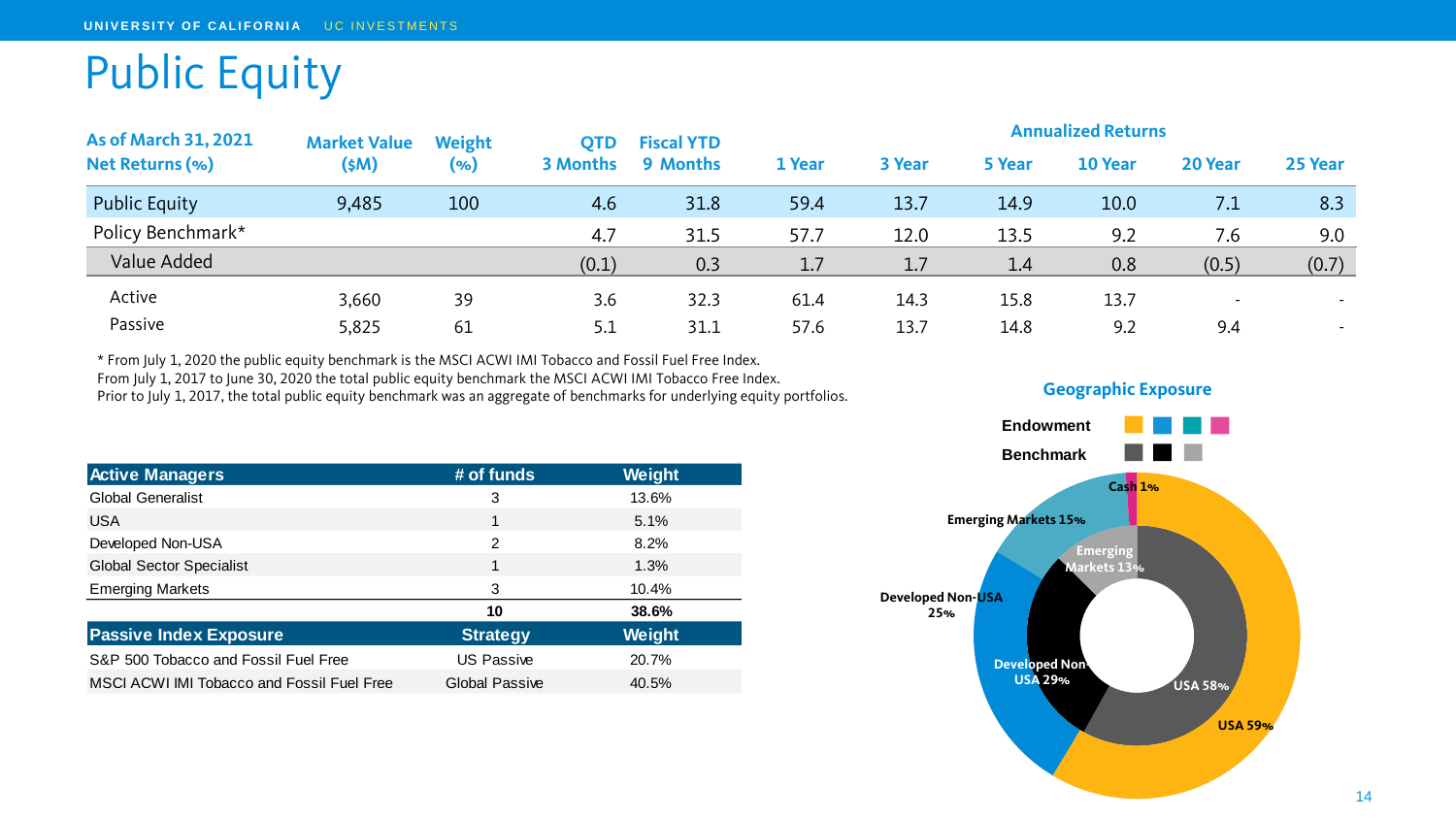# Public Equity

| As of March 31, 2021 Net Returns (%) | Market Value ($M) | Weight (%) | QTD 3 Months | Fiscal YTD 9 Months | Annualized Returns 1 Year | 3 Year | 5 Year | 10 Year | 20 Year | 25 Year |
|---|---|---|---|---|---|---|---|---|---|---|
| Public Equity | 9,485 | 100 | 4.6 | 31.8 | 59.4 | 13.7 | 14.9 | 10.0 | 7.1 | 8.3 |
| Policy Benchmark* | | | 4.7 | 31.5 | 57.7 | 12.0 | 13.5 | 9.2 | 7.6 | 9.0 |
| Value Added | | | (0.1) | 0.3 | 1.7 | 1.7 | 1.4 | 0.8 | (0.5) | (0.7) |
| Active | 3,660 | 39 | 3.6 | 32.3 | 61.4 | 14.3 | 15.8 | 13.7 | - | - |
| Passive | 5,825 | 61 | 5.1 | 31.1 | 57.6 | 13.7 | 14.8 | 9.2 | 9.4 | - |

* From July 1, 2020 the public equity benchmark is the MSCI ACWI IMI Tobacco and Fossil Fuel Free Index.
From July 1, 2017 to June 30, 2020 the total public equity benchmark the MSCI ACWI IMI Tobacco Free Index.
Prior to July 1, 2017, the total public equity benchmark was an aggregate of benchmarks for underlying equity portfolios.

| Active Managers | # of funds | Weight |
|---|---|---|
| Global Generalist | 3 | 13.6% |
| USA | 1 | 5.1% |
| Developed Non-USA | 2 | 8.2% |
| Global Sector Specialist | 1 | 1.3% |
| Emerging Markets | 3 | 10.4% |
| | **10** | **38.6%** |
| **Passive Index Exposure** | **Strategy** | **Weight** |
| S&P 500 Tobacco and Fossil Fuel Free | US Passive | 20.7% |
| MSCI ACWI IMI Tobacco and Fossil Fuel Free | Global Passive | 40.5% |

**Geographic Exposure**

| | USA | Developed Non-USA | Emerging Markets | Cash |
|---|---|---|---|---|
| Endowment | 59% | 25% | 15% | 1% |
| Benchmark | 58% | 29% | 13% | |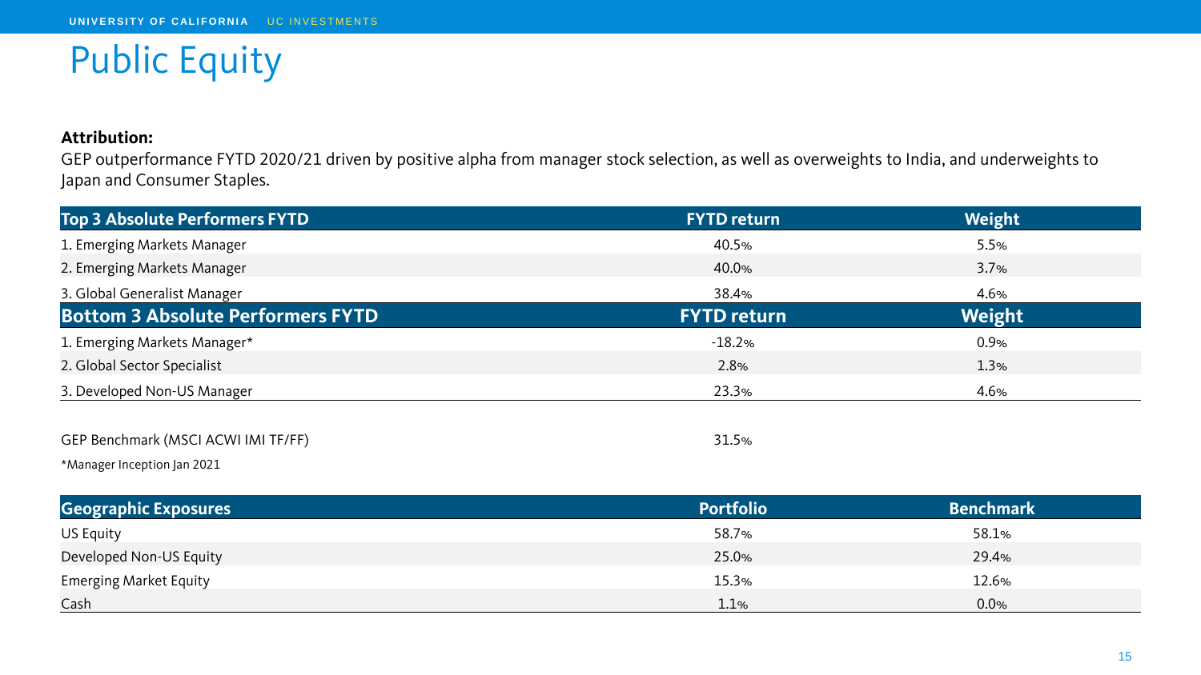# Public Equity

**Attribution:**
GEP outperformance FYTD 2020/21 driven by positive alpha from manager stock selection, as well as overweights to India, and underweights to Japan and Consumer Staples.

| Top 3 Absolute Performers FYTD | FYTD return | Weight |
|---|---|---|
| 1. Emerging Markets Manager | 40.5% | 5.5% |
| 2. Emerging Markets Manager | 40.0% | 3.7% |
| 3. Global Generalist Manager | 38.4% | 4.6% |
| **Bottom 3 Absolute Performers FYTD** | **FYTD return** | **Weight** |
| 1. Emerging Markets Manager* | -18.2% | 0.9% |
| 2. Global Sector Specialist | 2.8% | 1.3% |
| 3. Developed Non-US Manager | 23.3% | 4.6% |
| GEP Benchmark (MSCI ACWI IMI TF/FF) | 31.5% | |

*Manager Inception Jan 2021

| Geographic Exposures | Portfolio | Benchmark |
|---|---|---|
| US Equity | 58.7% | 58.1% |
| Developed Non-US Equity | 25.0% | 29.4% |
| Emerging Market Equity | 15.3% | 12.6% |
| Cash | 1.1% | 0.0% |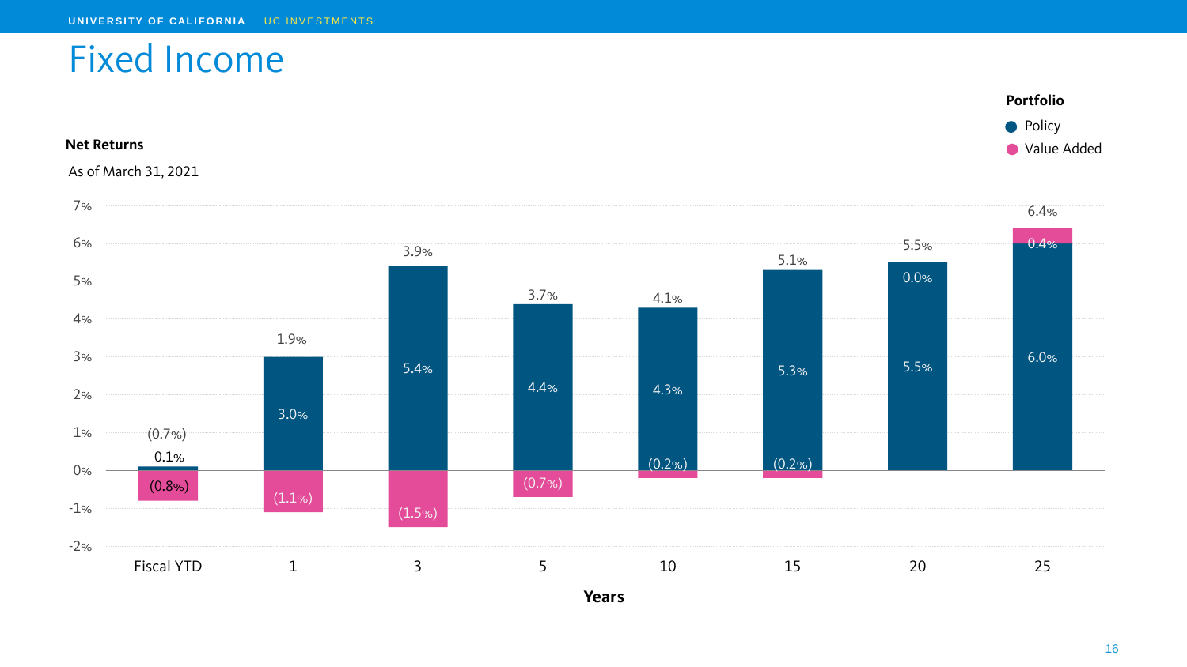# Fixed Income

**Net Returns**

As of March 31, 2021

**Portfolio**
- Policy
- Value Added

| Years | Total | Policy | Value Added |
| --- | --- | --- | --- |
| Fiscal YTD | (0.7%) | 0.1% | (0.8%) |
| 1 | 1.9% | 3.0% | (1.1%) |
| 3 | 3.9% | 5.4% | (1.5%) |
| 5 | 3.7% | 4.4% | (0.7%) |
| 10 | 4.1% | 4.3% | (0.2%) |
| 15 | 5.1% | 5.3% | (0.2%) |
| 20 | 5.5% | 5.5% | 0.0% |
| 25 | 6.4% | 6.0% | 0.4% |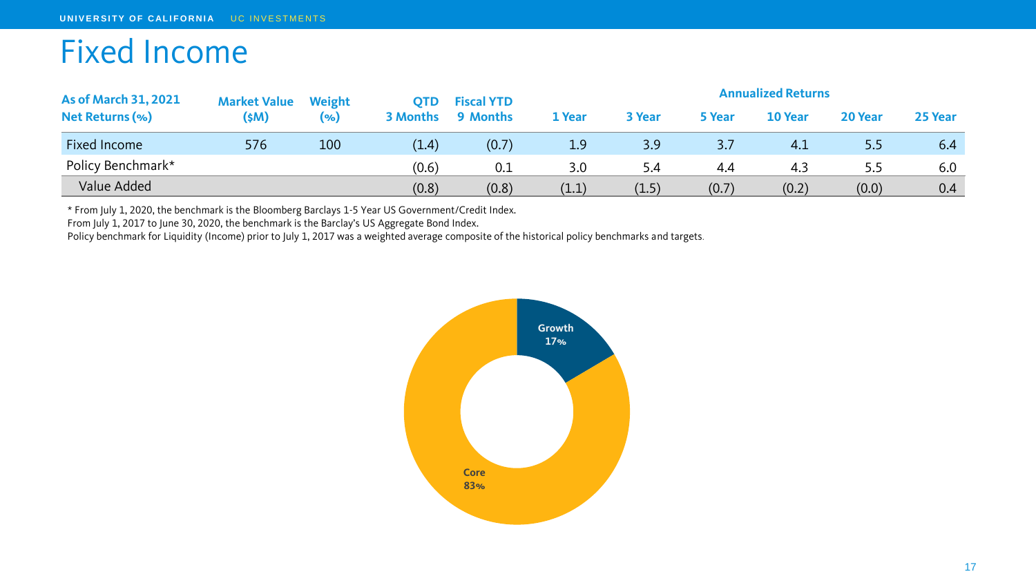# Fixed Income

| As of March 31, 2021<br>Net Returns (%) | Market Value ($M) | Weight (%) | QTD 3 Months | Fiscal YTD 9 Months | Annualized Returns | | | | | |
|---|---|---|---|---|---|---|---|---|---|---|
| | | | | | 1 Year | 3 Year | 5 Year | 10 Year | 20 Year | 25 Year |
| Fixed Income | 576 | 100 | (1.4) | (0.7) | 1.9 | 3.9 | 3.7 | 4.1 | 5.5 | 6.4 |
| Policy Benchmark* | | | (0.6) | 0.1 | 3.0 | 5.4 | 4.4 | 4.3 | 5.5 | 6.0 |
| Value Added | | | (0.8) | (0.8) | (1.1) | (1.5) | (0.7) | (0.2) | (0.0) | 0.4 |

* From July 1, 2020, the benchmark is the Bloomberg Barclays 1-5 Year US Government/Credit Index.
From July 1, 2017 to June 30, 2020, the benchmark is the Barclay's US Aggregate Bond Index.
Policy benchmark for Liquidity (Income) prior to July 1, 2017 was a weighted average composite of the historical policy benchmarks and targets.

Growth 17%

Core 83%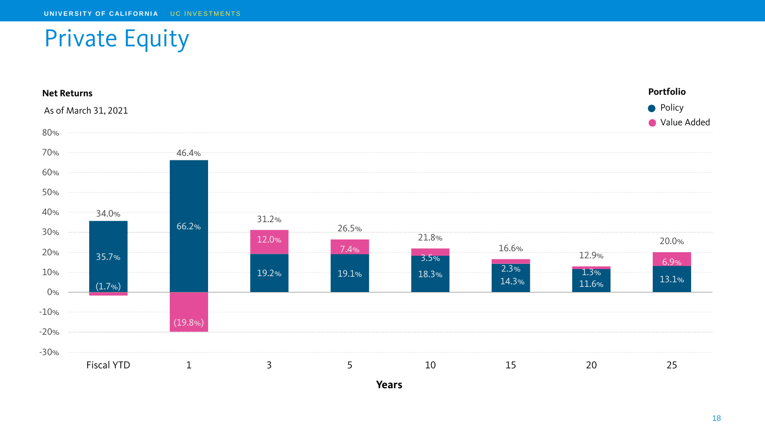# Private Equity

**Net Returns**

As of March 31, 2021

**Portfolio**
- Policy
- Value Added

| Years | Portfolio (Total) | Policy | Value Added |
|---|---|---|---|
| Fiscal YTD | 34.0% | 35.7% | (1.7%) |
| 1 | 46.4% | 66.2% | (19.8%) |
| 3 | 31.2% | 19.2% | 12.0% |
| 5 | 26.5% | 19.1% | 7.4% |
| 10 | 21.8% | 18.3% | 3.5% |
| 15 | 16.6% | 14.3% | 2.3% |
| 20 | 12.9% | 11.6% | 1.3% |
| 25 | 20.0% | 13.1% | 6.9% |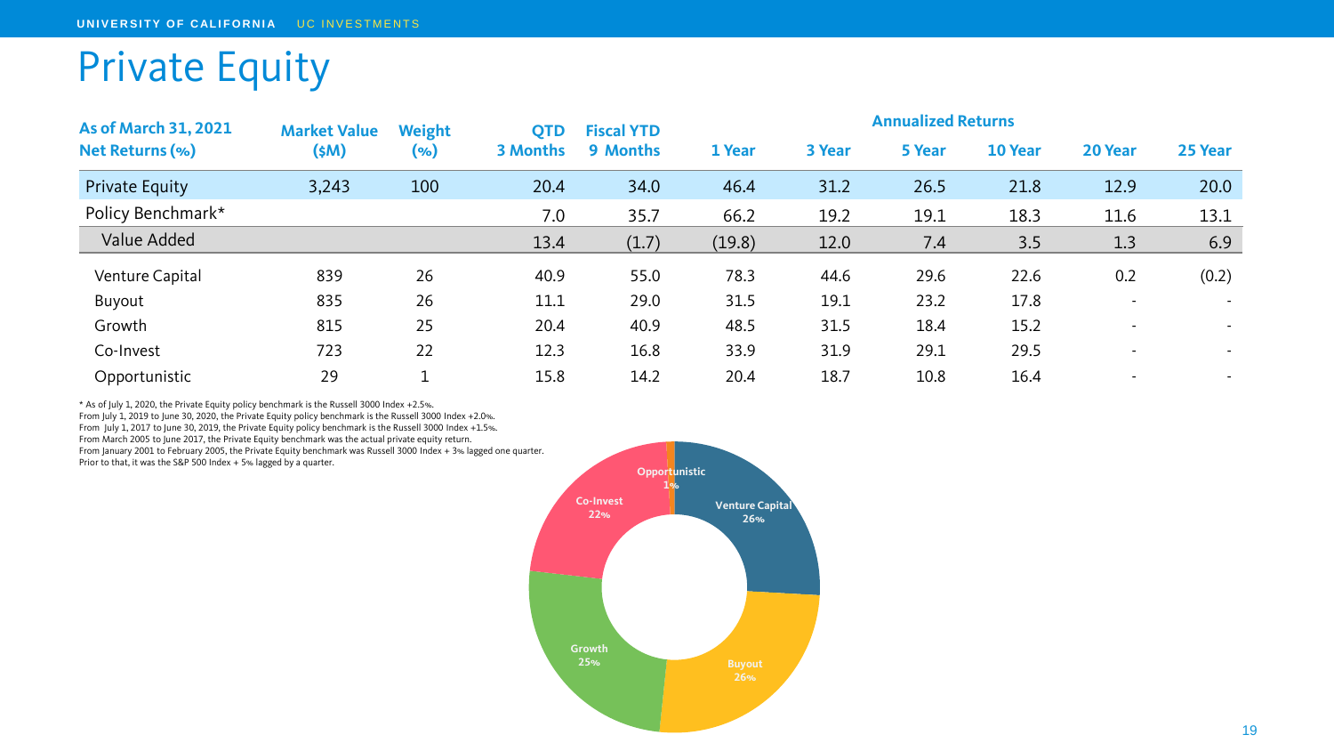# Private Equity

| As of March 31, 2021 Net Returns (%) | Market Value ($M) | Weight (%) | QTD 3 Months | Fiscal YTD 9 Months | Annualized Returns 1 Year | 3 Year | 5 Year | 10 Year | 20 Year | 25 Year |
|---|---|---|---|---|---|---|---|---|---|---|
| Private Equity | 3,243 | 100 | 20.4 | 34.0 | 46.4 | 31.2 | 26.5 | 21.8 | 12.9 | 20.0 |
| Policy Benchmark* | | | 7.0 | 35.7 | 66.2 | 19.2 | 19.1 | 18.3 | 11.6 | 13.1 |
| Value Added | | | 13.4 | (1.7) | (19.8) | 12.0 | 7.4 | 3.5 | 1.3 | 6.9 |
| Venture Capital | 839 | 26 | 40.9 | 55.0 | 78.3 | 44.6 | 29.6 | 22.6 | 0.2 | (0.2) |
| Buyout | 835 | 26 | 11.1 | 29.0 | 31.5 | 19.1 | 23.2 | 17.8 | - | - |
| Growth | 815 | 25 | 20.4 | 40.9 | 48.5 | 31.5 | 18.4 | 15.2 | - | - |
| Co-Invest | 723 | 22 | 12.3 | 16.8 | 33.9 | 31.9 | 29.1 | 29.5 | - | - |
| Opportunistic | 29 | 1 | 15.8 | 14.2 | 20.4 | 18.7 | 10.8 | 16.4 | - | - |

\* As of July 1, 2020, the Private Equity policy benchmark is the Russell 3000 Index +2.5%.
From July 1, 2019 to June 30, 2020, the Private Equity policy benchmark is the Russell 3000 Index +2.0%.
From July 1, 2017 to June 30, 2019, the Private Equity policy benchmark is the Russell 3000 Index +1.5%.
From March 2005 to June 2017, the Private Equity benchmark was the actual private equity return.
From January 2001 to February 2005, the Private Equity benchmark was Russell 3000 Index + 3% lagged one quarter.
Prior to that, it was the S&P 500 Index + 5% lagged by a quarter.

Opportunistic 1%
Venture Capital 26%
Co-Invest 22%
Growth 25%
Buyout 26%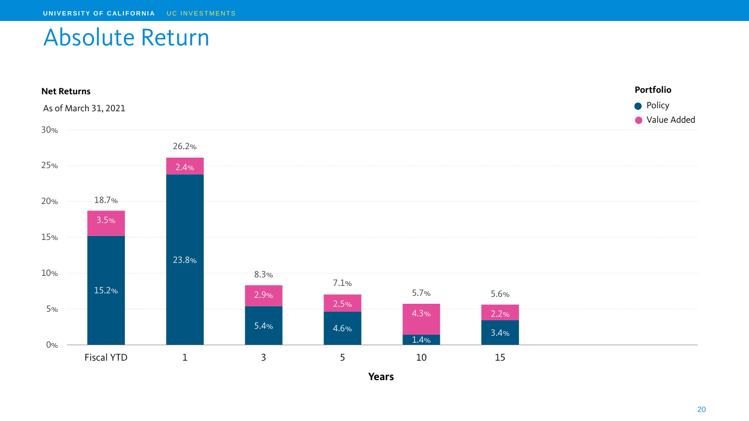# Absolute Return

**Net Returns**

As of March 31, 2021

| Years | Policy | Value Added | Total |
|---|---|---|---|
| Fiscal YTD | 15.2% | 3.5% | 18.7% |
| 1 | 23.8% | 2.4% | 26.2% |
| 3 | 5.4% | 2.9% | 8.3% |
| 5 | 4.6% | 2.5% | 7.1% |
| 10 | 1.4% | 4.3% | 5.7% |
| 15 | 3.4% | 2.2% | 5.6% |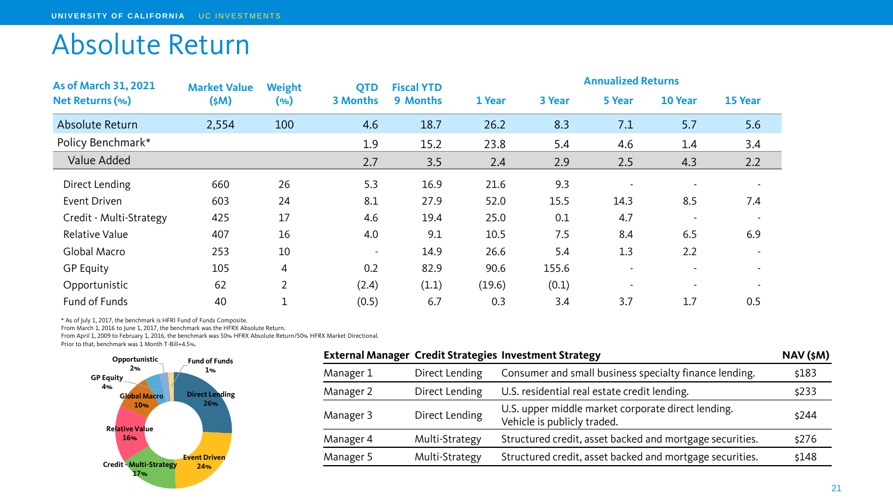# Absolute Return

| As of March 31, 2021<br>Net Returns (%) | Market Value ($M) | Weight (%) | QTD<br>3 Months | Fiscal YTD<br>9 Months | Annualized Returns<br>1 Year | 3 Year | 5 Year | 10 Year | 15 Year |
|---|---|---|---|---|---|---|---|---|---|
| Absolute Return | 2,554 | 100 | 4.6 | 18.7 | 26.2 | 8.3 | 7.1 | 5.7 | 5.6 |
| Policy Benchmark* | | | 1.9 | 15.2 | 23.8 | 5.4 | 4.6 | 1.4 | 3.4 |
| Value Added | | | 2.7 | 3.5 | 2.4 | 2.9 | 2.5 | 4.3 | 2.2 |
| Direct Lending | 660 | 26 | 5.3 | 16.9 | 21.6 | 9.3 | - | - | - |
| Event Driven | 603 | 24 | 8.1 | 27.9 | 52.0 | 15.5 | 14.3 | 8.5 | 7.4 |
| Credit - Multi-Strategy | 425 | 17 | 4.6 | 19.4 | 25.0 | 0.1 | 4.7 | - | - |
| Relative Value | 407 | 16 | 4.0 | 9.1 | 10.5 | 7.5 | 8.4 | 6.5 | 6.9 |
| Global Macro | 253 | 10 | - | 14.9 | 26.6 | 5.4 | 1.3 | 2.2 | - |
| GP Equity | 105 | 4 | 0.2 | 82.9 | 90.6 | 155.6 | - | - | - |
| Opportunistic | 62 | 2 | (2.4) | (1.1) | (19.6) | (0.1) | - | - | - |
| Fund of Funds | 40 | 1 | (0.5) | 6.7 | 0.3 | 3.4 | 3.7 | 1.7 | 0.5 |

* As of July 1, 2017, the benchmark is HFRI Fund of Funds Composite.
From March 1, 2016 to June 1, 2017, the benchmark was the HFRX Absolute Return.
From April 1, 2009 to February 1, 2016, the benchmark was 50% HFRX Absolute Return/50% HFRX Market Directional.
Prior to that, benchmark was 1 Month T-Bill+4.5%.

| External Manager | Credit Strategies | Investment Strategy | NAV ($M) |
|---|---|---|---|
| Manager 1 | Direct Lending | Consumer and small business specialty finance lending. | $183 |
| Manager 2 | Direct Lending | U.S. residential real estate credit lending. | $233 |
| Manager 3 | Direct Lending | U.S. upper middle market corporate direct lending. Vehicle is publicly traded. | $244 |
| Manager 4 | Multi-Strategy | Structured credit, asset backed and mortgage securities. | $276 |
| Manager 5 | Multi-Strategy | Structured credit, asset backed and mortgage securities. | $148 |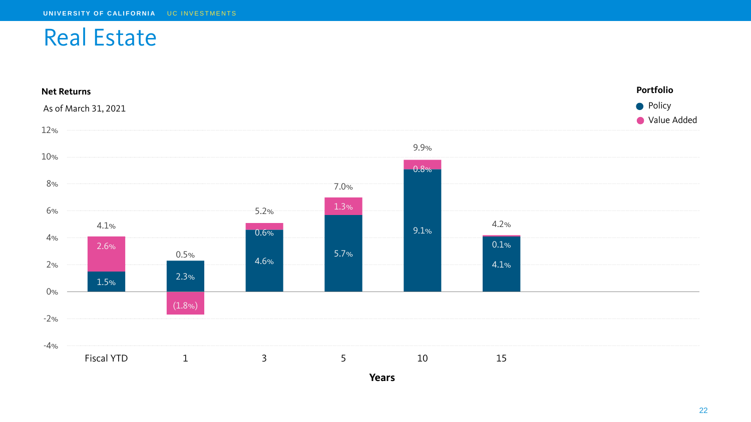# Real Estate

**Net Returns**

As of March 31, 2021

| Years | Policy | Value Added | Total |
|---|---|---|---|
| Fiscal YTD | 1.5% | 2.6% | 4.1% |
| 1 | 2.3% | (1.8%) | 0.5% |
| 3 | 4.6% | 0.6% | 5.2% |
| 5 | 5.7% | 1.3% | 7.0% |
| 10 | 9.1% | 0.8% | 9.9% |
| 15 | 4.1% | 0.1% | 4.2% |

**Portfolio**
- Policy
- Value Added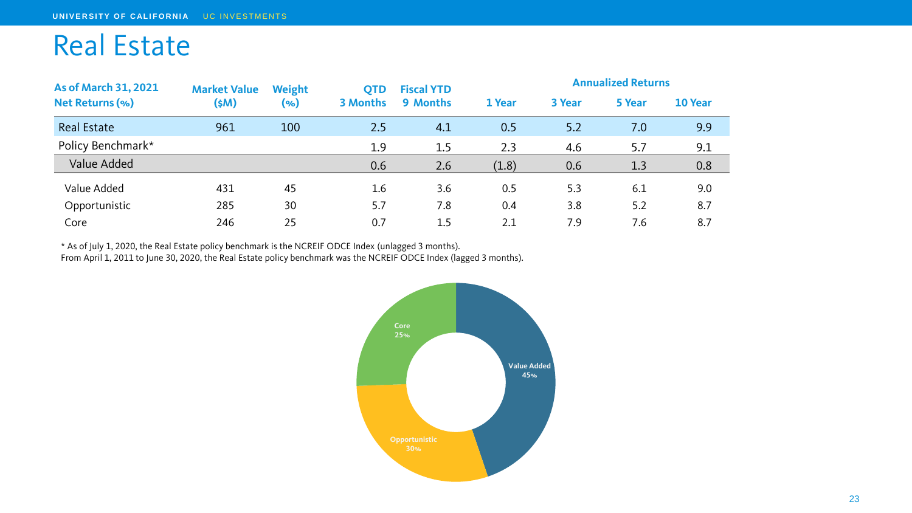# Real Estate

| As of March 31, 2021<br>Net Returns (%) | Market Value ($M) | Weight (%) | QTD 3 Months | Fiscal YTD 9 Months | Annualized Returns | | | |
|---|---|---|---|---|---|---|---|---|
| | | | | | 1 Year | 3 Year | 5 Year | 10 Year |
| Real Estate | 961 | 100 | 2.5 | 4.1 | 0.5 | 5.2 | 7.0 | 9.9 |
| Policy Benchmark* | | | 1.9 | 1.5 | 2.3 | 4.6 | 5.7 | 9.1 |
| Value Added | | | 0.6 | 2.6 | (1.8) | 0.6 | 1.3 | 0.8 |
| Value Added | 431 | 45 | 1.6 | 3.6 | 0.5 | 5.3 | 6.1 | 9.0 |
| Opportunistic | 285 | 30 | 5.7 | 7.8 | 0.4 | 3.8 | 5.2 | 8.7 |
| Core | 246 | 25 | 0.7 | 1.5 | 2.1 | 7.9 | 7.6 | 8.7 |

* As of July 1, 2020, the Real Estate policy benchmark is the NCREIF ODCE Index (unlagged 3 months).
From April 1, 2011 to June 30, 2020, the Real Estate policy benchmark was the NCREIF ODCE Index (lagged 3 months).

Core 25%

Value Added 45%

Opportunistic 30%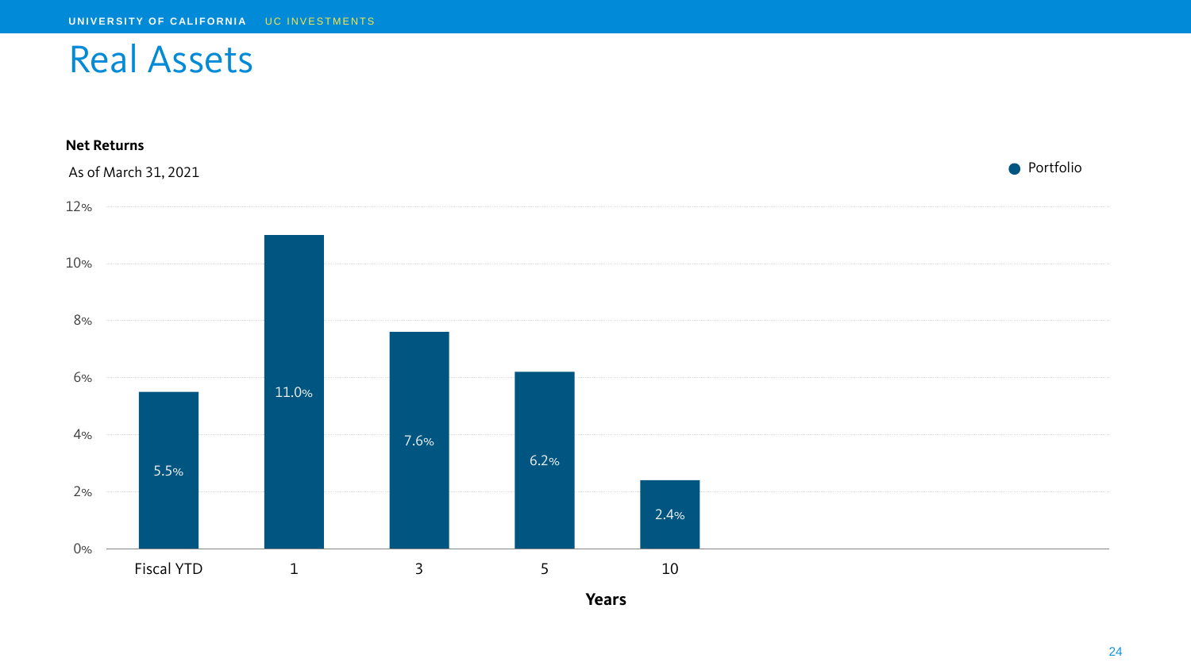# Real Assets

**Net Returns**

As of March 31, 2021

| Years | Portfolio |
|---|---|
| Fiscal YTD | 5.5% |
| 1 | 11.0% |
| 3 | 7.6% |
| 5 | 6.2% |
| 10 | 2.4% |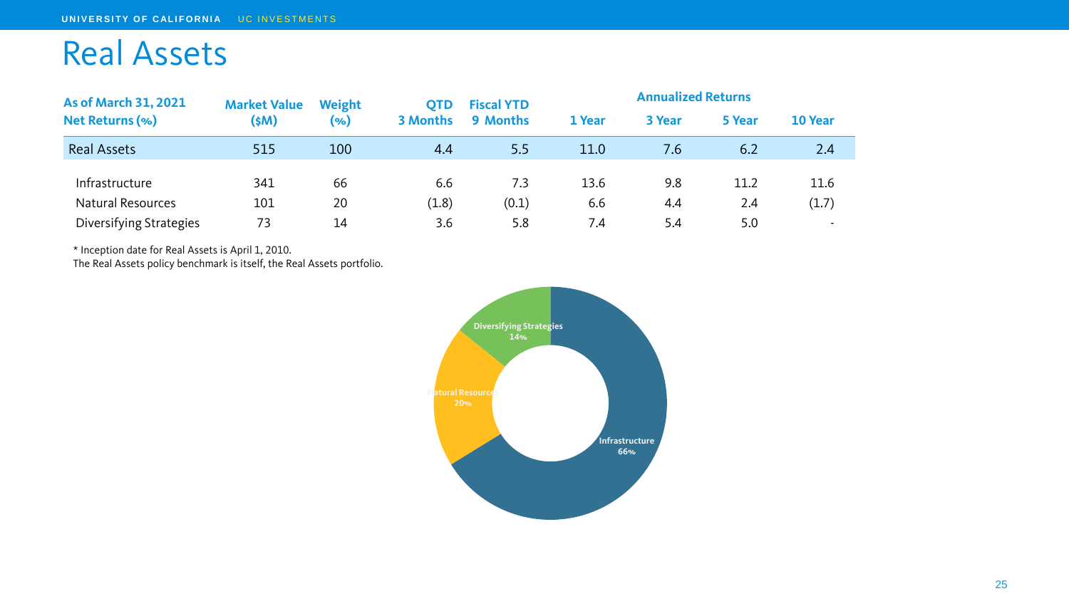# Real Assets

| As of March 31, 2021 Net Returns (%) | Market Value ($M) | Weight (%) | QTD 3 Months | Fiscal YTD 9 Months | Annualized Returns | | | |
|---|---|---|---|---|---|---|---|---|
| | | | | | 1 Year | 3 Year | 5 Year | 10 Year |
| Real Assets | 515 | 100 | 4.4 | 5.5 | 11.0 | 7.6 | 6.2 | 2.4 |
| Infrastructure | 341 | 66 | 6.6 | 7.3 | 13.6 | 9.8 | 11.2 | 11.6 |
| Natural Resources | 101 | 20 | (1.8) | (0.1) | 6.6 | 4.4 | 2.4 | (1.7) |
| Diversifying Strategies | 73 | 14 | 3.6 | 5.8 | 7.4 | 5.4 | 5.0 | - |

* Inception date for Real Assets is April 1, 2010.
The Real Assets policy benchmark is itself, the Real Assets portfolio.

Diversifying Strategies 14%
Natural Resources 20%
Infrastructure 66%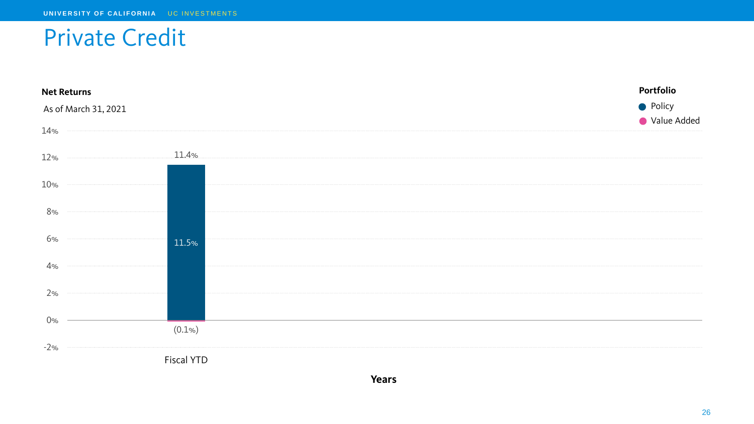# Private Credit

**Net Returns**

As of March 31, 2021

**Portfolio**
- Policy
- Value Added

| Years | Total | Policy | Value Added |
|---|---|---|---|
| Fiscal YTD | 11.4% | 11.5% | (0.1%) |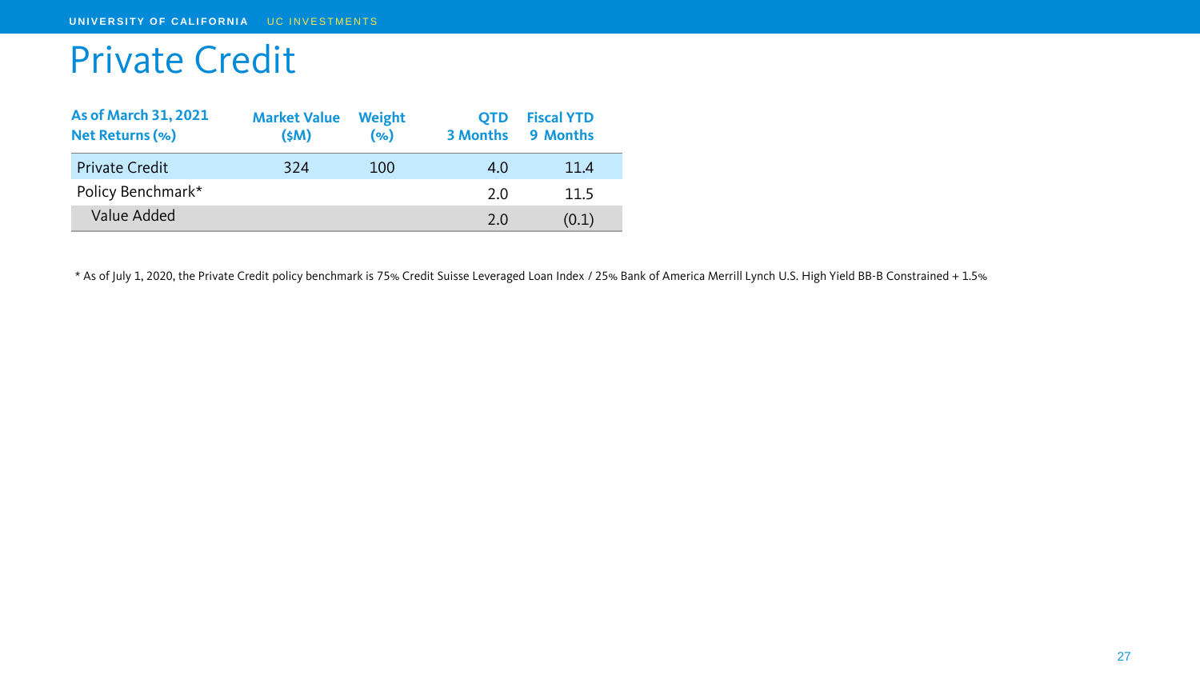# Private Credit

| As of March 31, 2021<br>Net Returns (%) | Market Value<br>($M) | Weight<br>(%) | QTD<br>3 Months | Fiscal YTD<br>9 Months |
|---|---|---|---|---|
| Private Credit | 324 | 100 | 4.0 | 11.4 |
| Policy Benchmark* | | | 2.0 | 11.5 |
| Value Added | | | 2.0 | (0.1) |

* As of July 1, 2020, the Private Credit policy benchmark is 75% Credit Suisse Leveraged Loan Index / 25% Bank of America Merrill Lynch U.S. High Yield BB-B Constrained + 1.5%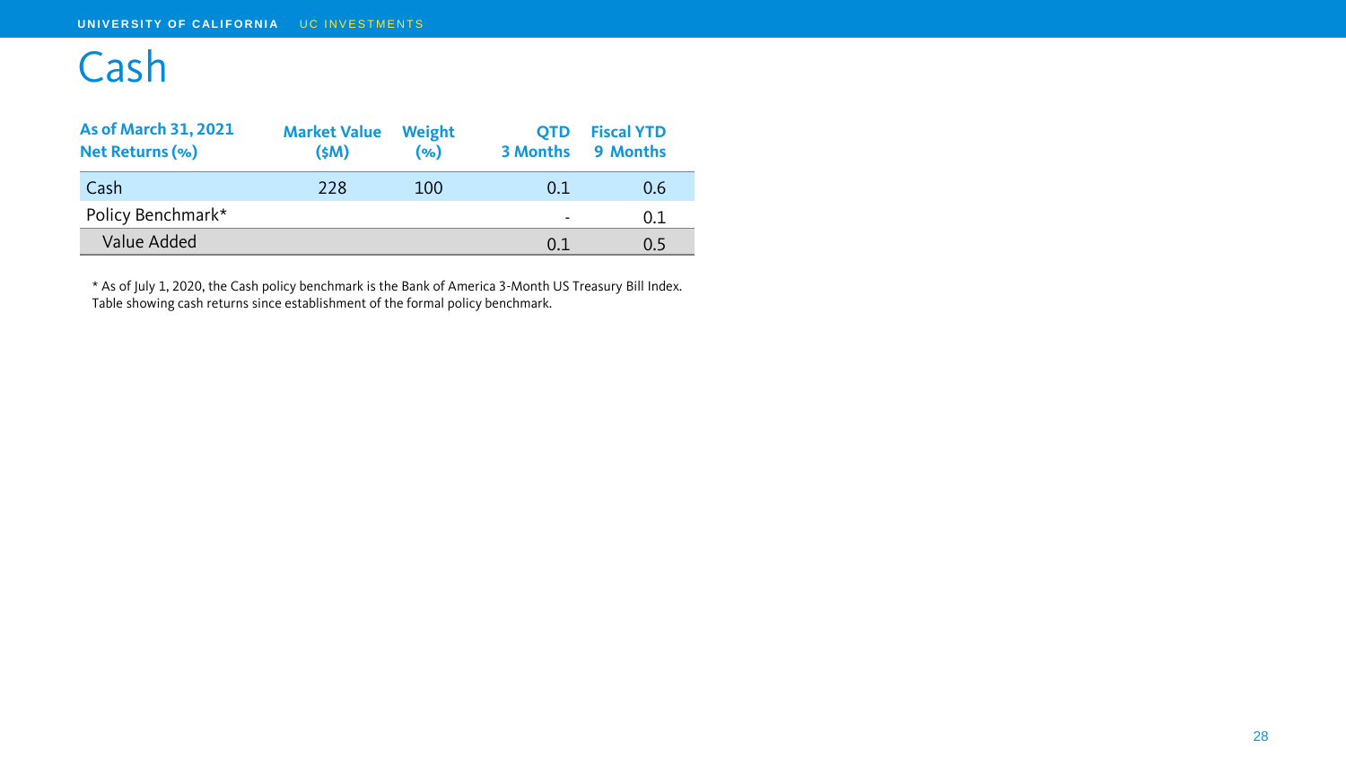# Cash

| As of March 31, 2021 Net Returns (%) | Market Value ($M) | Weight (%) | QTD 3 Months | Fiscal YTD 9 Months |
|---|---|---|---|---|
| Cash | 228 | 100 | 0.1 | 0.6 |
| Policy Benchmark* | | | - | 0.1 |
| Value Added | | | 0.1 | 0.5 |

* As of July 1, 2020, the Cash policy benchmark is the Bank of America 3-Month US Treasury Bill Index. Table showing cash returns since establishment of the formal policy benchmark.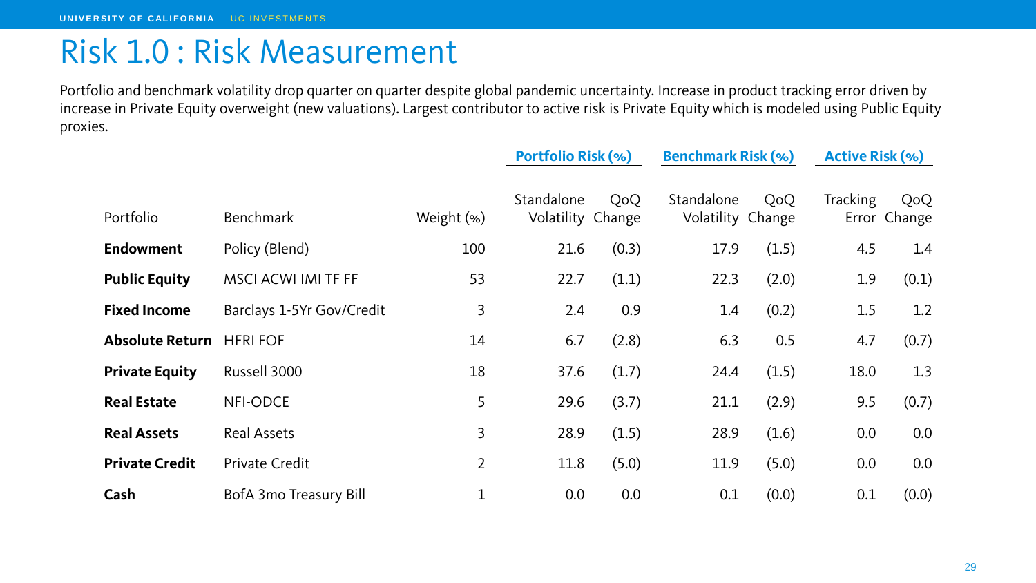# Risk 1.0 : Risk Measurement

Portfolio and benchmark volatility drop quarter on quarter despite global pandemic uncertainty. Increase in product tracking error driven by increase in Private Equity overweight (new valuations). Largest contributor to active risk is Private Equity which is modeled using Public Equity proxies.

| | | | Portfolio Risk (%) | | Benchmark Risk (%) | | Active Risk (%) | |
|---|---|---|---|---|---|---|---|---|
| Portfolio | Benchmark | Weight (%) | Standalone Volatility | QoQ Change | Standalone Volatility | QoQ Change | Tracking Error | QoQ Change |
| **Endowment** | Policy (Blend) | 100 | 21.6 | (0.3) | 17.9 | (1.5) | 4.5 | 1.4 |
| **Public Equity** | MSCI ACWI IMI TF FF | 53 | 22.7 | (1.1) | 22.3 | (2.0) | 1.9 | (0.1) |
| **Fixed Income** | Barclays 1-5Yr Gov/Credit | 3 | 2.4 | 0.9 | 1.4 | (0.2) | 1.5 | 1.2 |
| **Absolute Return** | HFRI FOF | 14 | 6.7 | (2.8) | 6.3 | 0.5 | 4.7 | (0.7) |
| **Private Equity** | Russell 3000 | 18 | 37.6 | (1.7) | 24.4 | (1.5) | 18.0 | 1.3 |
| **Real Estate** | NFI-ODCE | 5 | 29.6 | (3.7) | 21.1 | (2.9) | 9.5 | (0.7) |
| **Real Assets** | Real Assets | 3 | 28.9 | (1.5) | 28.9 | (1.6) | 0.0 | 0.0 |
| **Private Credit** | Private Credit | 2 | 11.8 | (5.0) | 11.9 | (5.0) | 0.0 | 0.0 |
| **Cash** | BofA 3mo Treasury Bill | 1 | 0.0 | 0.0 | 0.1 | (0.0) | 0.1 | (0.0) |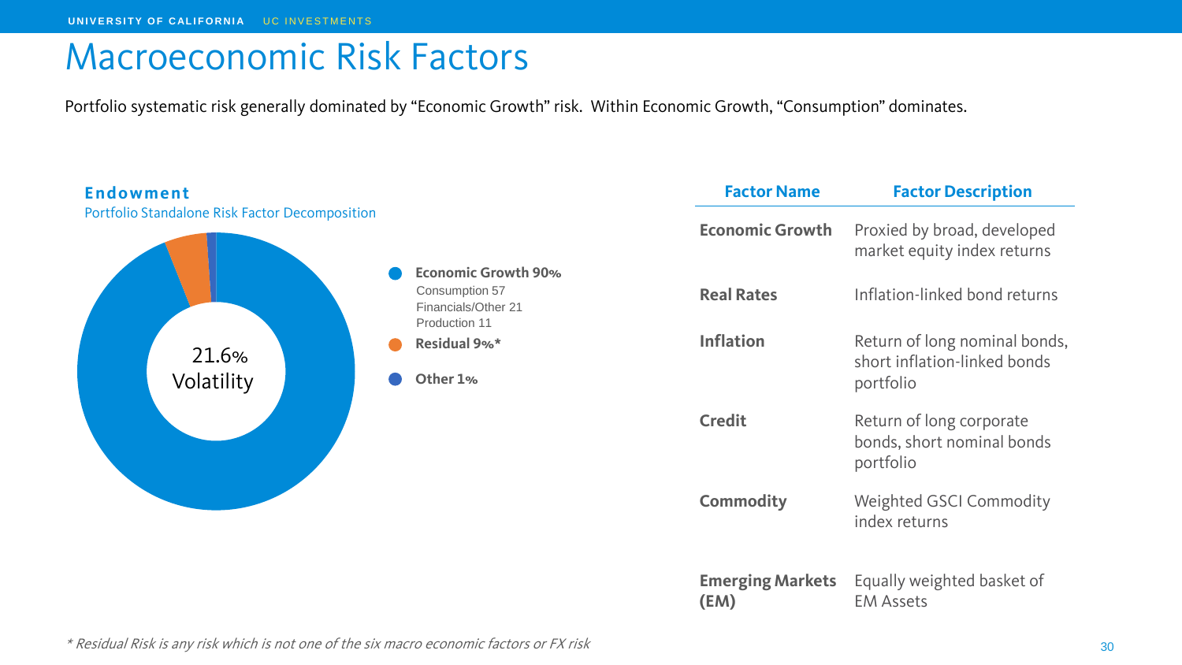# Macroeconomic Risk Factors

Portfolio systematic risk generally dominated by “Economic Growth” risk. Within Economic Growth, “Consumption” dominates.

### Endowment

Portfolio Standalone Risk Factor Decomposition

21.6% Volatility

- **Economic Growth 90%**
  - Consumption 57
  - Financials/Other 21
  - Production 11
- **Residual 9%***
- **Other 1%**

| Factor Name | Factor Description |
|---|---|
| **Economic Growth** | Proxied by broad, developed market equity index returns |
| **Real Rates** | Inflation-linked bond returns |
| **Inflation** | Return of long nominal bonds, short inflation-linked bonds portfolio |
| **Credit** | Return of long corporate bonds, short nominal bonds portfolio |
| **Commodity** | Weighted GSCI Commodity index returns |
| **Emerging Markets (EM)** | Equally weighted basket of EM Assets |

*\* Residual Risk is any risk which is not one of the six macro economic factors or FX risk*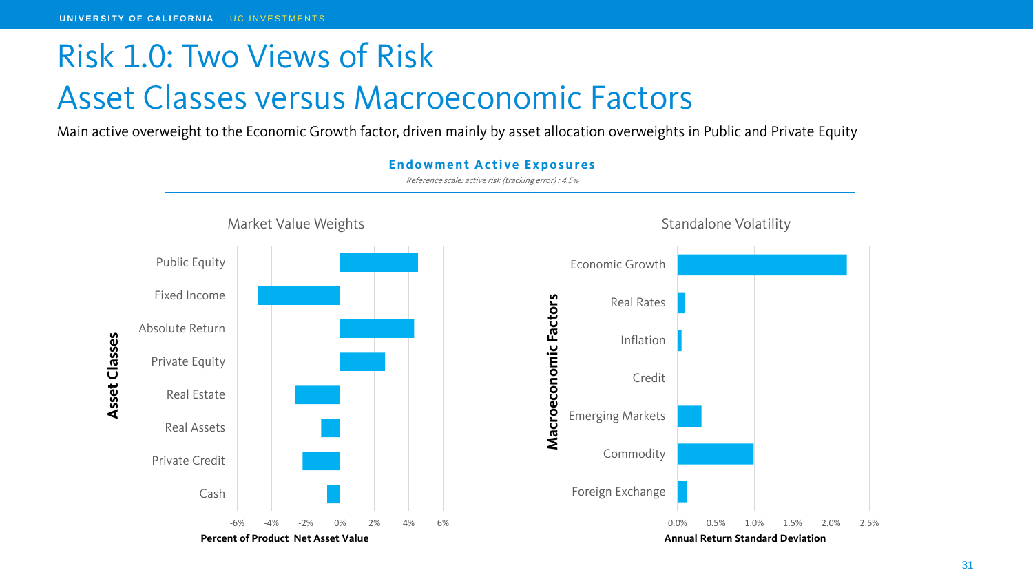# Risk 1.0: Two Views of Risk

# Asset Classes versus Macroeconomic Factors

Main active overweight to the Economic Growth factor, driven mainly by asset allocation overweights in Public and Private Equity

**Endowment Active Exposures**

*Reference scale: active risk (tracking error) : 4.5%*

### Market Value Weights

Asset Classes: Public Equity, Fixed Income, Absolute Return, Private Equity, Real Estate, Real Assets, Private Credit, Cash

-6% -4% -2% 0% 2% 4% 6%

**Percent of Product Net Asset Value**

### Standalone Volatility

Macroeconomic Factors: Economic Growth, Real Rates, Inflation, Credit, Emerging Markets, Commodity, Foreign Exchange

0.0% 0.5% 1.0% 1.5% 2.0% 2.5%

**Annual Return Standard Deviation**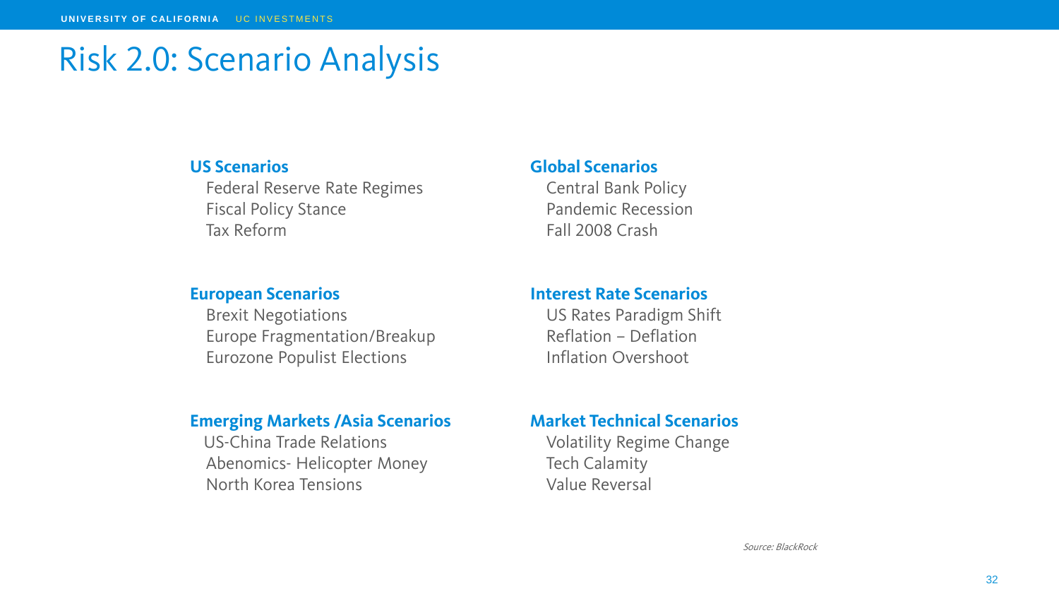# Risk 2.0: Scenario Analysis

**US Scenarios**
- Federal Reserve Rate Regimes
- Fiscal Policy Stance
- Tax Reform

**European Scenarios**
- Brexit Negotiations
- Europe Fragmentation/Breakup
- Eurozone Populist Elections

**Emerging Markets /Asia Scenarios**
- US-China Trade Relations
- Abenomics- Helicopter Money
- North Korea Tensions

**Global Scenarios**
- Central Bank Policy
- Pandemic Recession
- Fall 2008 Crash

**Interest Rate Scenarios**
- US Rates Paradigm Shift
- Reflation – Deflation
- Inflation Overshoot

**Market Technical Scenarios**
- Volatility Regime Change
- Tech Calamity
- Value Reversal

*Source: BlackRock*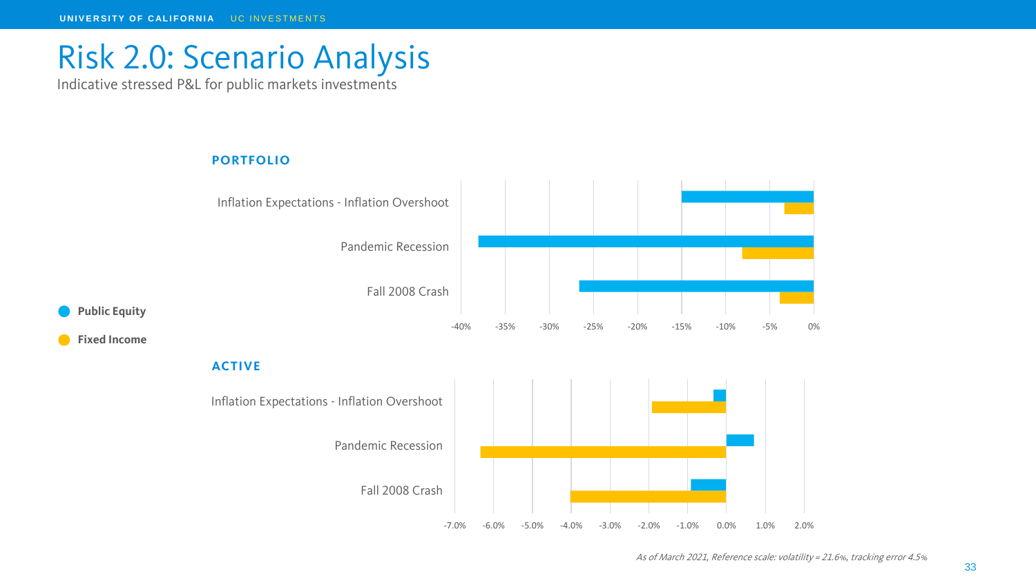# Risk 2.0: Scenario Analysis

Indicative stressed P&L for public markets investments

Public Equity

Fixed Income

**PORTFOLIO**

Inflation Expectations - Inflation Overshoot

Pandemic Recession

Fall 2008 Crash

-40% -35% -30% -25% -20% -15% -10% -5% 0%

**ACTIVE**

Inflation Expectations - Inflation Overshoot

Pandemic Recession

Fall 2008 Crash

-7.0% -6.0% -5.0% -4.0% -3.0% -2.0% -1.0% 0.0% 1.0% 2.0%

*As of March 2021, Reference scale: volatility = 21.6%, tracking error 4.5%*